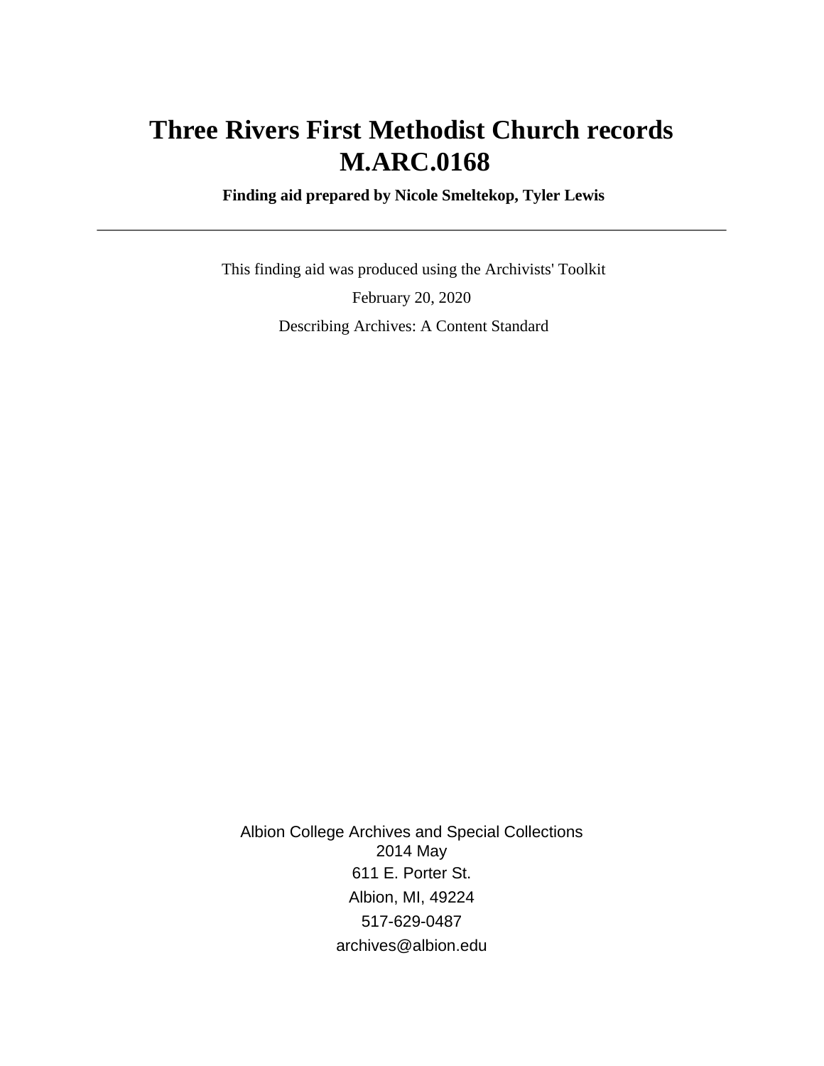# Three Rivers First Methodist Church records M.ARC.0168

**Finding aid prepared by Nicole Smeltekop, Tyler Lewis**

---

This finding aid was produced using the Archivists' Toolkit

February 20, 2020

Describing Archives: A Content Standard

Albion College Archives and Special Collections
2014 May
611 E. Porter St.
Albion, MI, 49224
517-629-0487
archives@albion.edu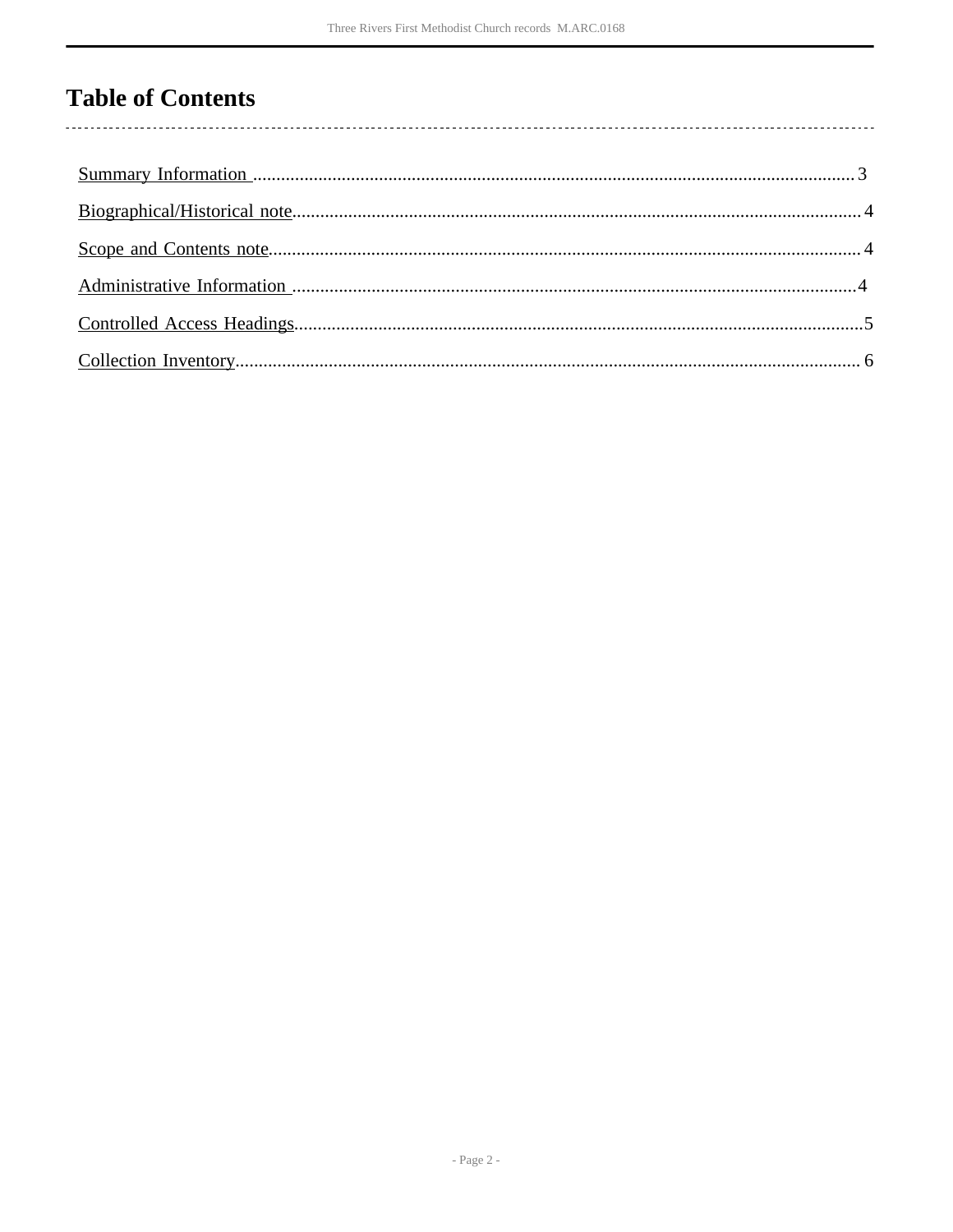# Table of Contents

Summary Information ................................................................................................................................. 3

Biographical/Historical note......................................................................................................................... 4

Scope and Contents note.............................................................................................................................. 4

Administrative Information ........................................................................................................................ 4

Controlled Access Headings.......................................................................................................................... 5

Collection Inventory...................................................................................................................................... 6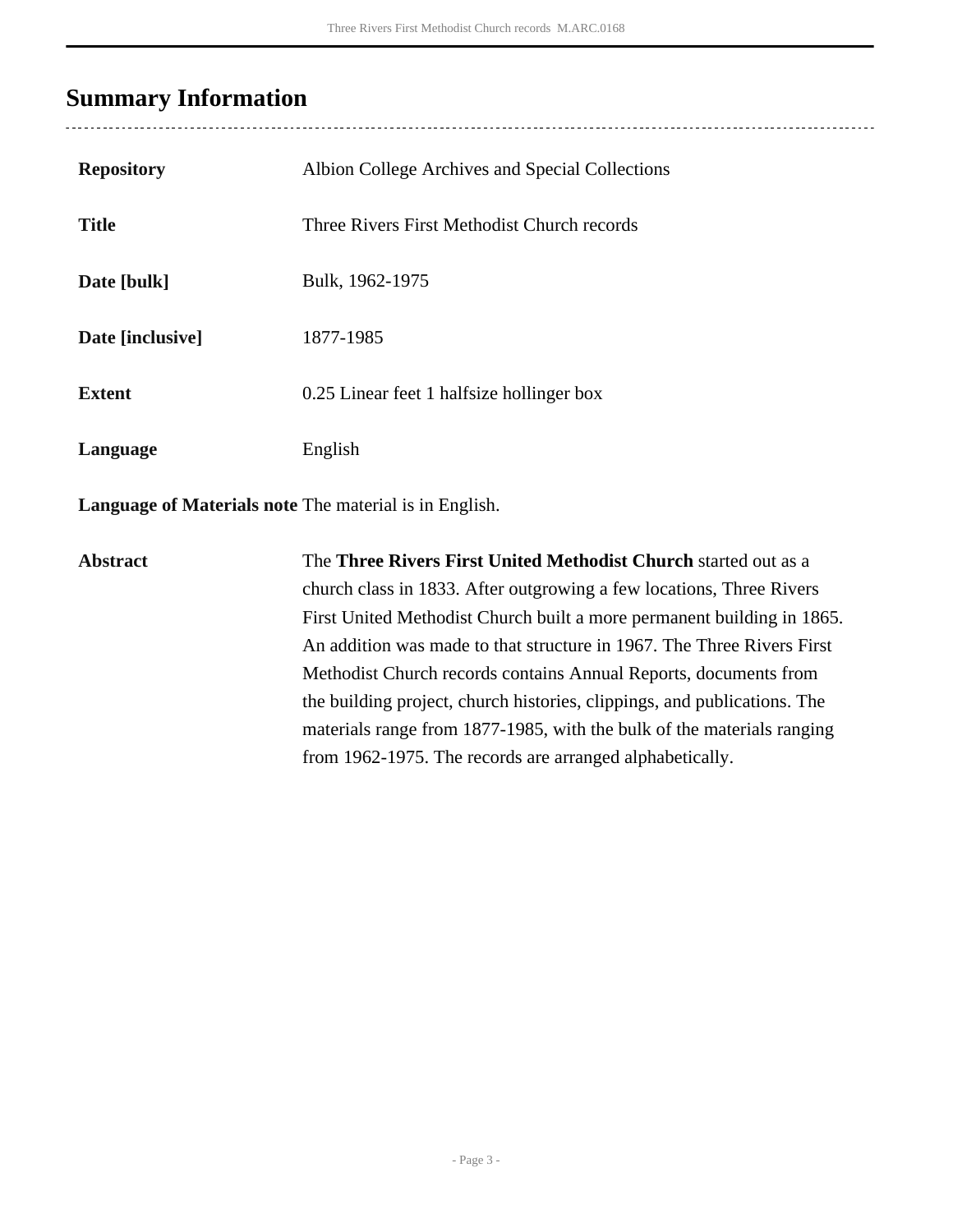## Summary Information

| | |
|---|---|
| **Repository** | Albion College Archives and Special Collections |
| **Title** | Three Rivers First Methodist Church records |
| **Date [bulk]** | Bulk, 1962-1975 |
| **Date [inclusive]** | 1877-1985 |
| **Extent** | 0.25 Linear feet 1 halfsize hollinger box |
| **Language** | English |
| **Language of Materials note** | The material is in English. |
| **Abstract** | The **Three Rivers First United Methodist Church** started out as a church class in 1833. After outgrowing a few locations, Three Rivers First United Methodist Church built a more permanent building in 1865. An addition was made to that structure in 1967. The Three Rivers First Methodist Church records contains Annual Reports, documents from the building project, church histories, clippings, and publications. The materials range from 1877-1985, with the bulk of the materials ranging from 1962-1975. The records are arranged alphabetically. |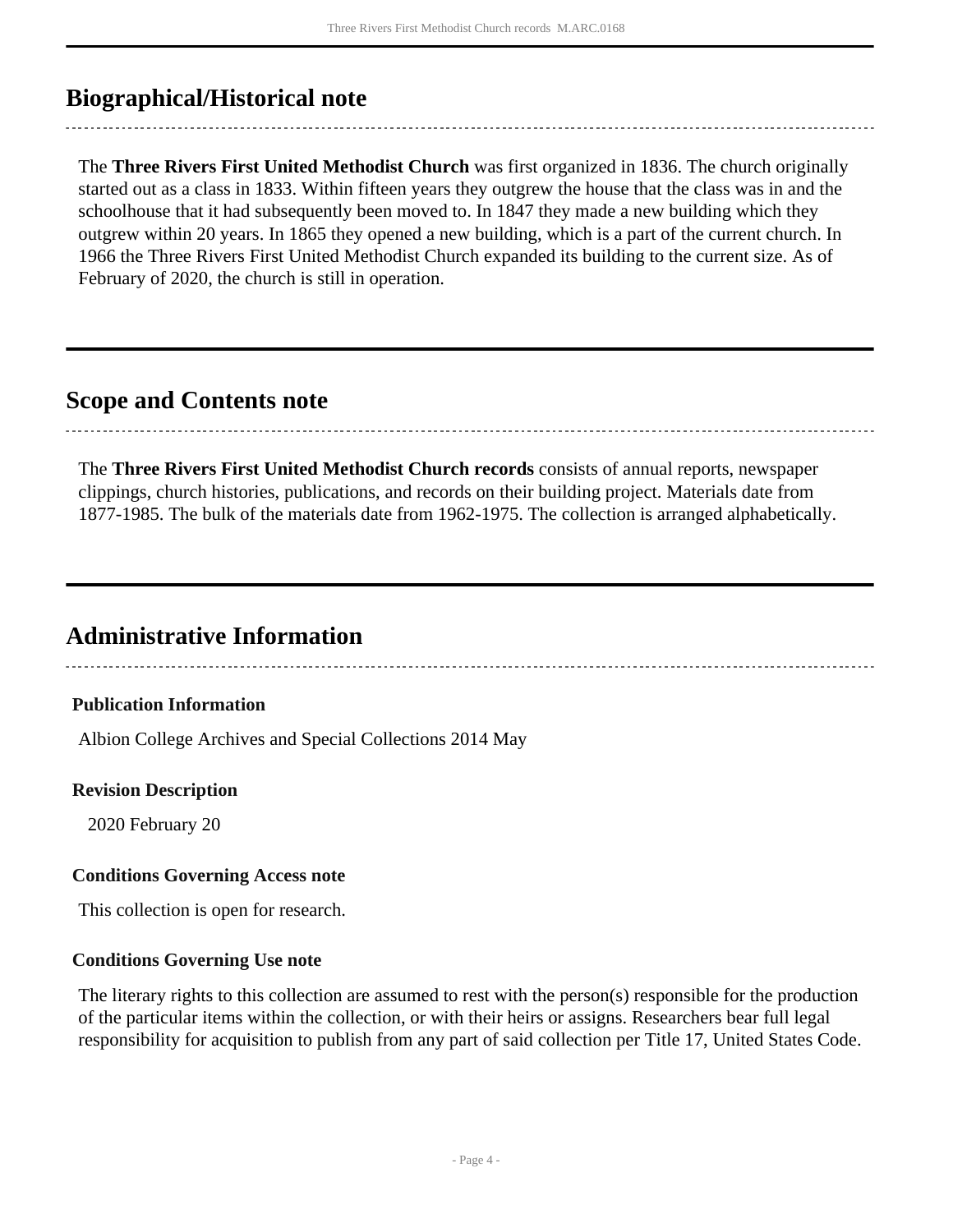## Biographical/Historical note

The **Three Rivers First United Methodist Church** was first organized in 1836. The church originally started out as a class in 1833. Within fifteen years they outgrew the house that the class was in and the schoolhouse that it had subsequently been moved to. In 1847 they made a new building which they outgrew within 20 years. In 1865 they opened a new building, which is a part of the current church. In 1966 the Three Rivers First United Methodist Church expanded its building to the current size. As of February of 2020, the church is still in operation.

## Scope and Contents note

The **Three Rivers First United Methodist Church records** consists of annual reports, newspaper clippings, church histories, publications, and records on their building project. Materials date from 1877-1985. The bulk of the materials date from 1962-1975. The collection is arranged alphabetically.

## Administrative Information

### Publication Information

Albion College Archives and Special Collections 2014 May

### Revision Description

2020 February 20

### Conditions Governing Access note

This collection is open for research.

### Conditions Governing Use note

The literary rights to this collection are assumed to rest with the person(s) responsible for the production of the particular items within the collection, or with their heirs or assigns. Researchers bear full legal responsibility for acquisition to publish from any part of said collection per Title 17, United States Code.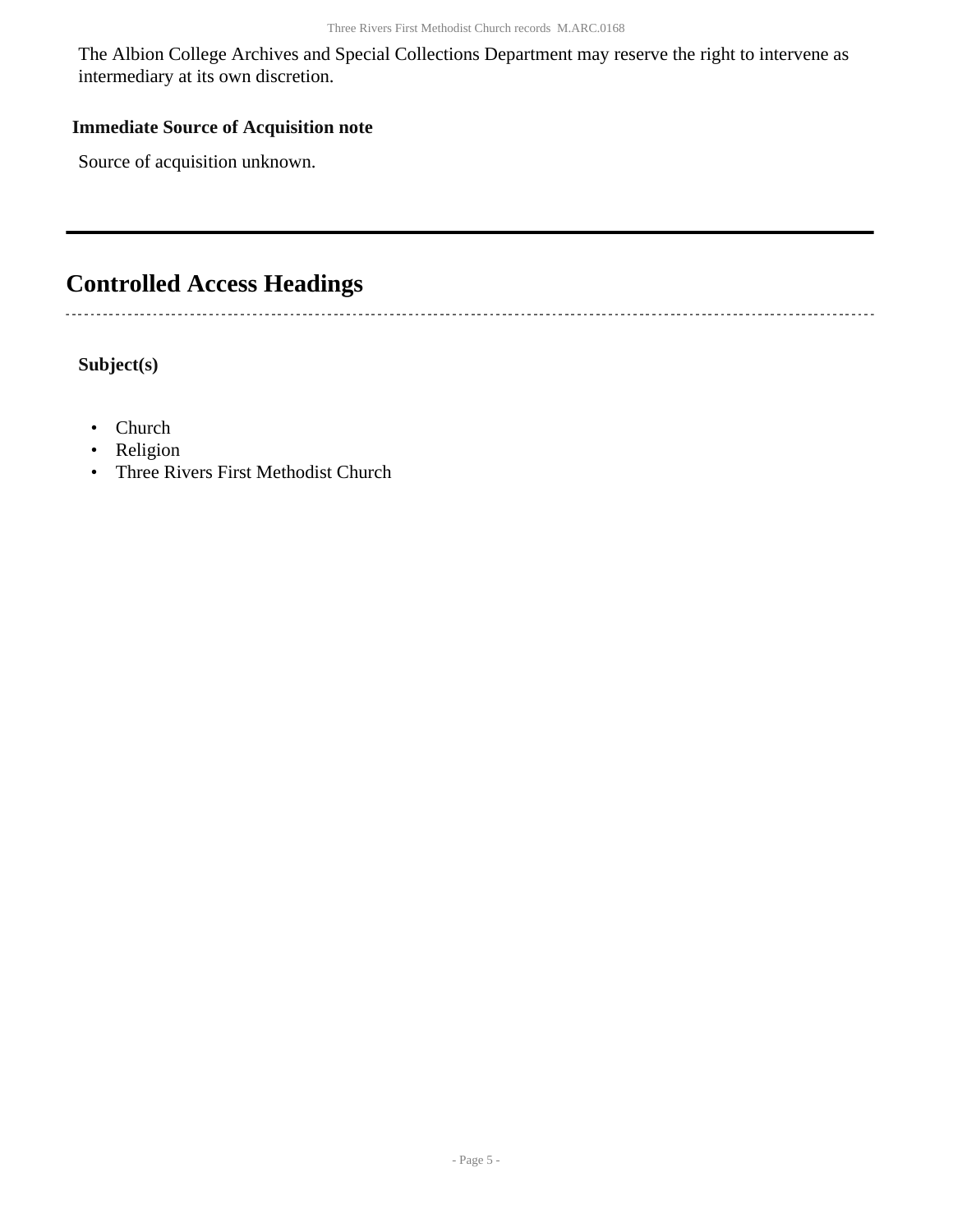The Albion College Archives and Special Collections Department may reserve the right to intervene as intermediary at its own discretion.

**Immediate Source of Acquisition note**

Source of acquisition unknown.

## Controlled Access Headings

**Subject(s)**

- Church
- Religion
- Three Rivers First Methodist Church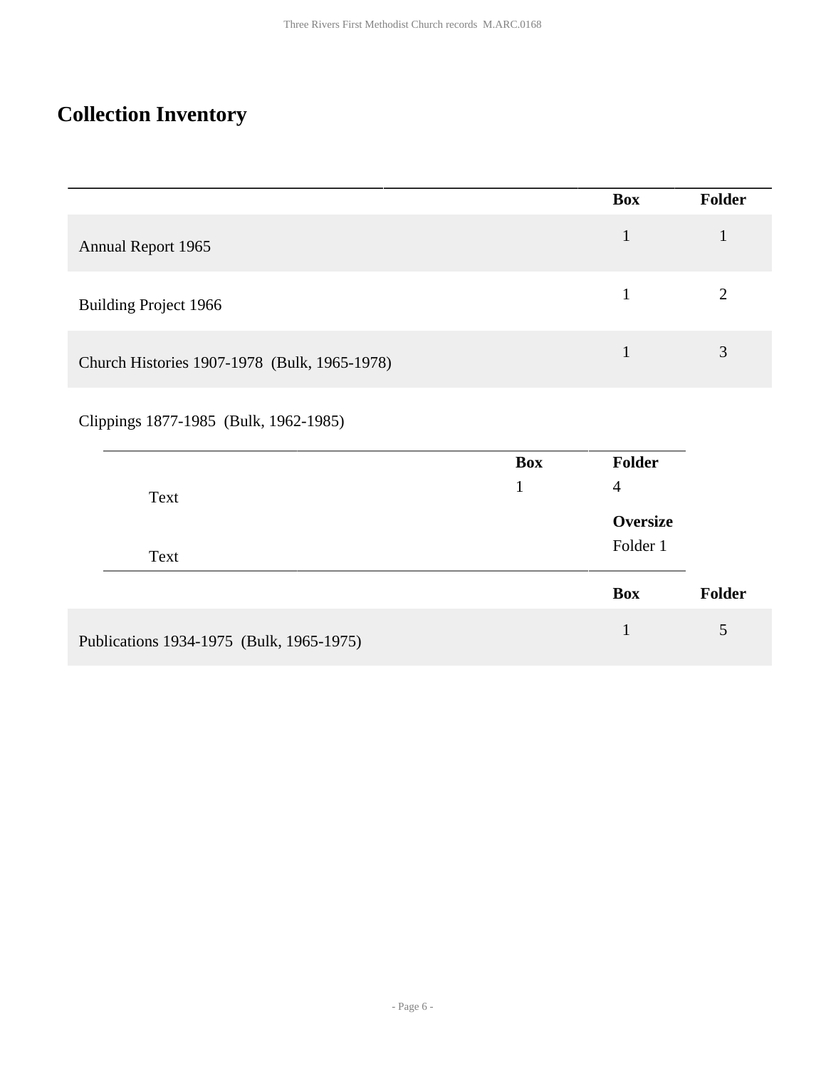# Collection Inventory

| | Box | Folder |
|---|---|---|
| Annual Report 1965 | 1 | 1 |
| Building Project 1966 | 1 | 2 |
| Church Histories 1907-1978 (Bulk, 1965-1978) | 1 | 3 |

Clippings 1877-1985 (Bulk, 1962-1985)

| | Box | Folder |
|---|---|---|
| Text | 1 | 4 |
| Text | | **Oversize** Folder 1 |

| | Box | Folder |
|---|---|---|
| Publications 1934-1975 (Bulk, 1965-1975) | 1 | 5 |